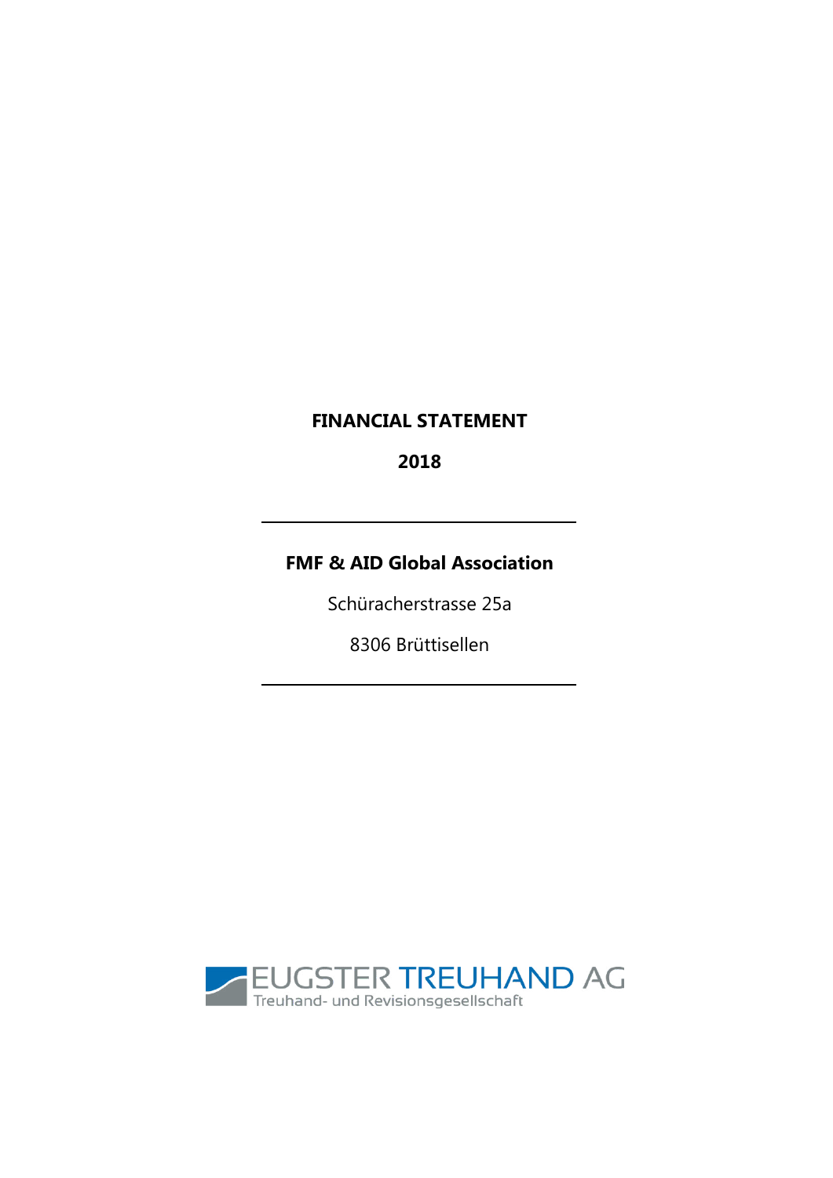# FINANCIAL STATEMENT

# 2018

---

## FMF & AID Global Association

Schüracherstrasse 25a

8306 Brüttisellen

---

EUGSTER TREUHAND AG
Treuhand- und Revisionsgesellschaft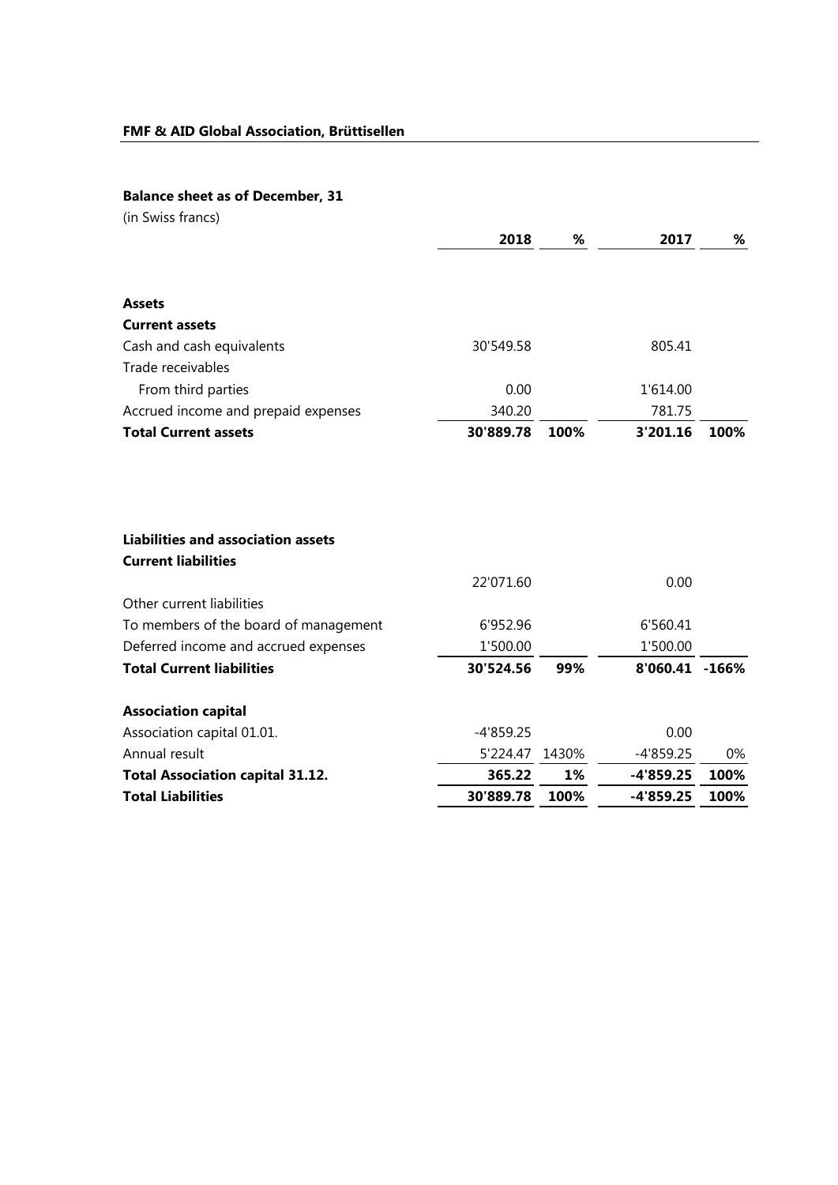**FMF & AID Global Association, Brüttisellen**

**Balance sheet as of December, 31**

(in Swiss francs)

| | **2018** | **%** | **2017** | **%** |
|---|---|---|---|---|
| **Assets** | | | | |
| **Current assets** | | | | |
| Cash and cash equivalents | 30'549.58 | | 805.41 | |
| Trade receivables | | | | |
| From third parties | 0.00 | | 1'614.00 | |
| Accrued income and prepaid expenses | 340.20 | | 781.75 | |
| **Total Current assets** | **30'889.78** | **100%** | **3'201.16** | **100%** |
| | | | | |
| **Liabilities and association assets** | | | | |
| **Current liabilities** | | | | |
| | 22'071.60 | | 0.00 | |
| Other current liabilities | | | | |
| To members of the board of management | 6'952.96 | | 6'560.41 | |
| Deferred income and accrued expenses | 1'500.00 | | 1'500.00 | |
| **Total Current liabilities** | **30'524.56** | **99%** | **8'060.41** | **-166%** |
| | | | | |
| **Association capital** | | | | |
| Association capital 01.01. | -4'859.25 | | 0.00 | |
| Annual result | 5'224.47 | 1430% | -4'859.25 | 0% |
| **Total Association capital 31.12.** | **365.22** | **1%** | **-4'859.25** | **100%** |
| **Total Liabilities** | **30'889.78** | **100%** | **-4'859.25** | **100%** |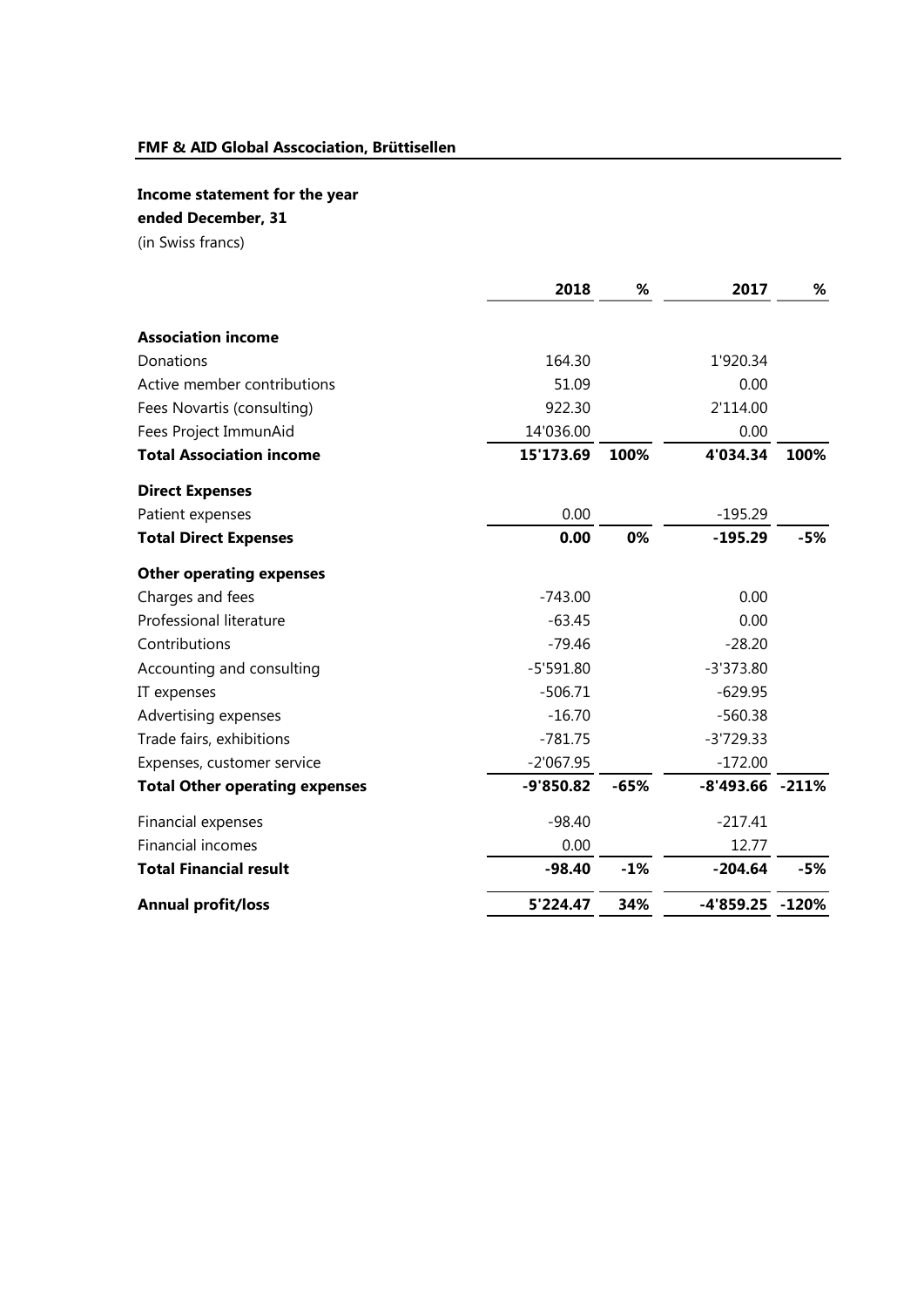**FMF & AID Global Asscociation, Brüttisellen**

**Income statement for the year ended December, 31**
(in Swiss francs)

| | 2018 | % | 2017 | % |
|---|---|---|---|---|
| **Association income** | | | | |
| Donations | 164.30 | | 1'920.34 | |
| Active member contributions | 51.09 | | 0.00 | |
| Fees Novartis (consulting) | 922.30 | | 2'114.00 | |
| Fees Project ImmunAid | 14'036.00 | | 0.00 | |
| **Total Association income** | **15'173.69** | **100%** | **4'034.34** | **100%** |
| **Direct Expenses** | | | | |
| Patient expenses | 0.00 | | -195.29 | |
| **Total Direct Expenses** | **0.00** | **0%** | **-195.29** | **-5%** |
| **Other operating expenses** | | | | |
| Charges and fees | -743.00 | | 0.00 | |
| Professional literature | -63.45 | | 0.00 | |
| Contributions | -79.46 | | -28.20 | |
| Accounting and consulting | -5'591.80 | | -3'373.80 | |
| IT expenses | -506.71 | | -629.95 | |
| Advertising expenses | -16.70 | | -560.38 | |
| Trade fairs, exhibitions | -781.75 | | -3'729.33 | |
| Expenses, customer service | -2'067.95 | | -172.00 | |
| **Total Other operating expenses** | **-9'850.82** | **-65%** | **-8'493.66** | **-211%** |
| Financial expenses | -98.40 | | -217.41 | |
| Financial incomes | 0.00 | | 12.77 | |
| **Total Financial result** | **-98.40** | **-1%** | **-204.64** | **-5%** |
| **Annual profit/loss** | **5'224.47** | **34%** | **-4'859.25** | **-120%** |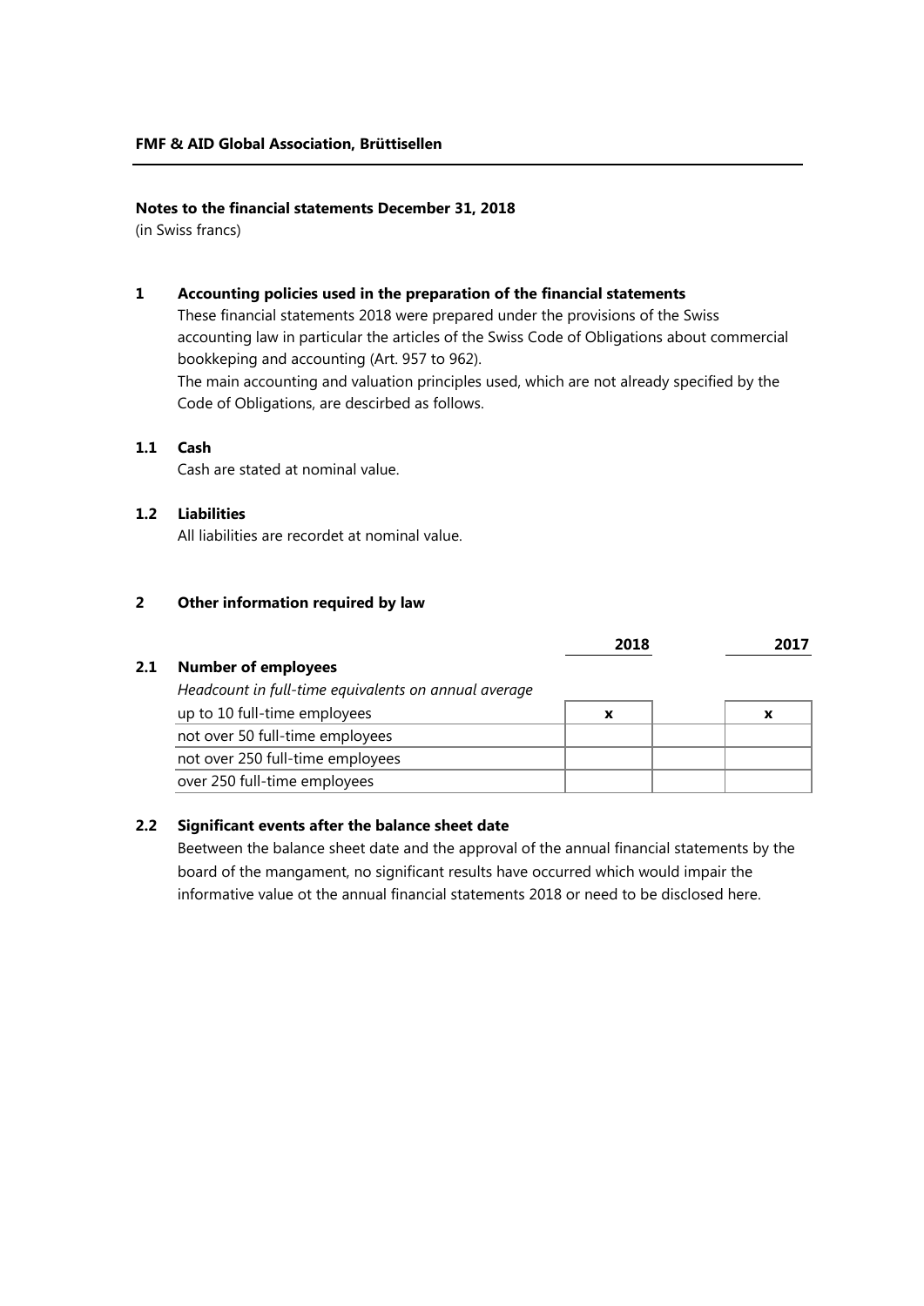**FMF & AID Global Association, Brüttisellen**

## Notes to the financial statements December 31, 2018

(in Swiss francs)

### 1 Accounting policies used in the preparation of the financial statements

These financial statements 2018 were prepared under the provisions of the Swiss accounting law in particular the articles of the Swiss Code of Obligations about commercial bookkeping and accounting (Art. 957 to 962).

The main accounting and valuation principles used, which are not already specified by the Code of Obligations, are descirbed as follows.

#### 1.1 Cash

Cash are stated at nominal value.

#### 1.2 Liabilities

All liabilities are recordet at nominal value.

### 2 Other information required by law

#### 2.1 Number of employees

| *Headcount in full-time equivalents on annual average* | 2018 | 2017 |
|---|---|---|
| up to 10 full-time employees | x | x |
| not over 50 full-time employees | | |
| not over 250 full-time employees | | |
| over 250 full-time employees | | |

#### 2.2 Significant events after the balance sheet date

Beetween the balance sheet date and the approval of the annual financial statements by the board of the mangament, no significant results have occurred which would impair the informative value ot the annual financial statements 2018 or need to be disclosed here.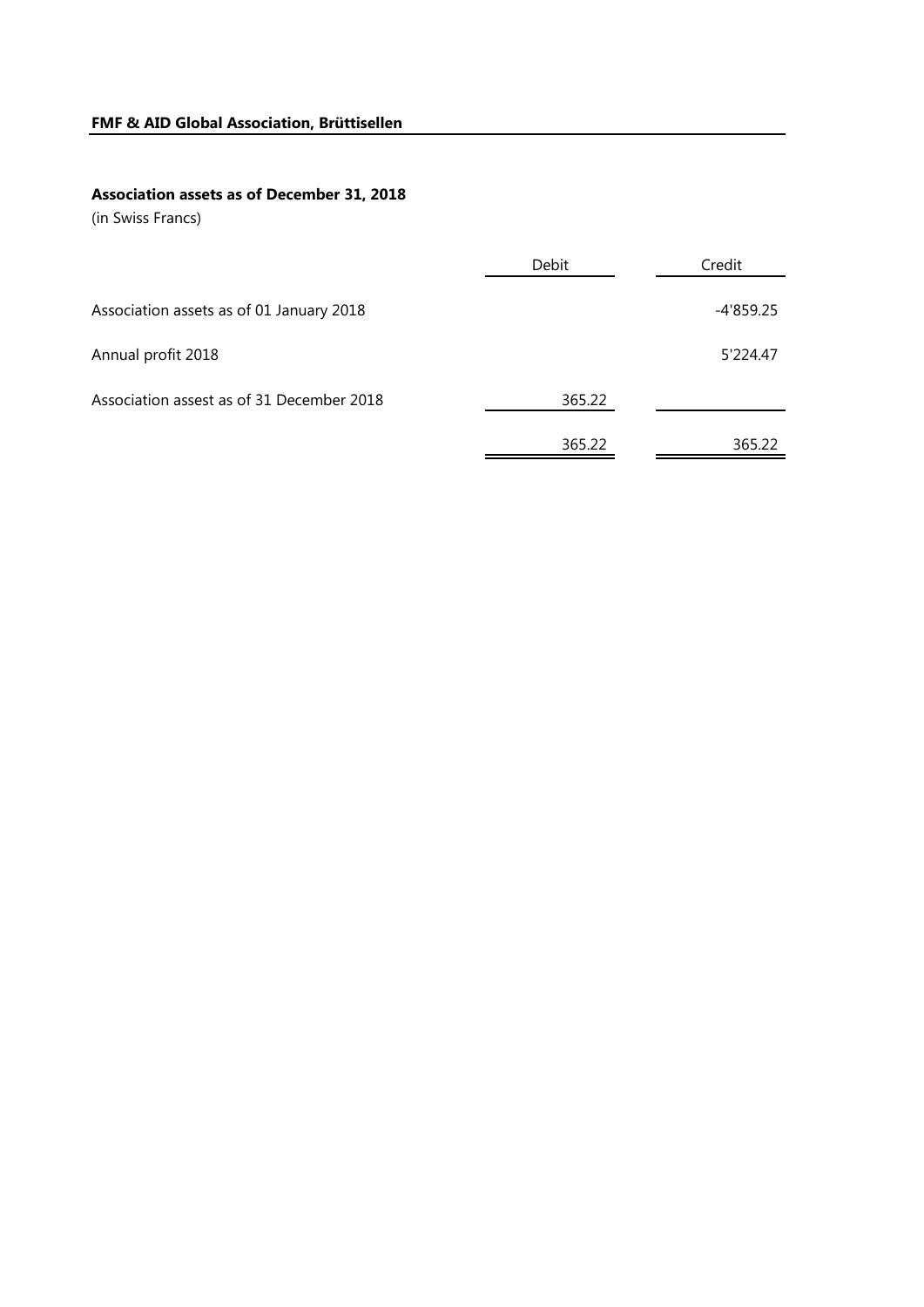**FMF & AID Global Association, Brüttisellen**

**Association assets as of December 31, 2018**
(in Swiss Francs)

| | Debit | Credit |
|---|---|---|
| Association assets as of 01 January 2018 | | -4'859.25 |
| Annual profit 2018 | | 5'224.47 |
| Association assest as of 31 December 2018 | 365.22 | |
| | 365.22 | 365.22 |